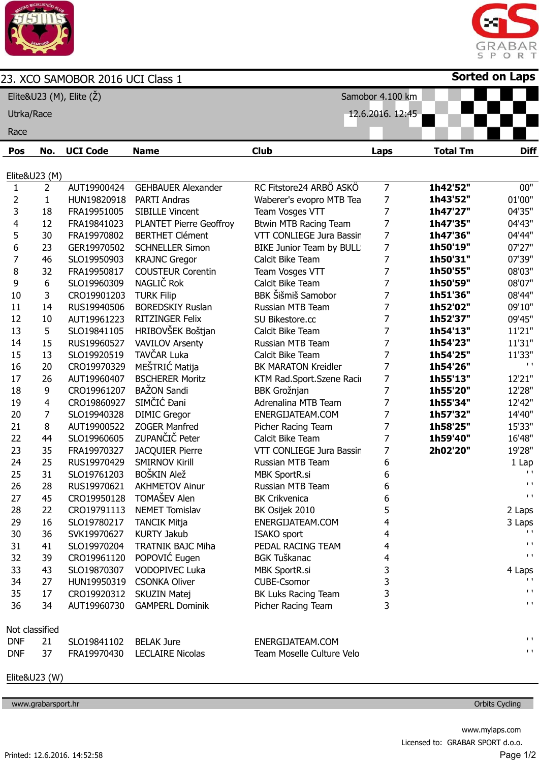# 23. XCO SAMOBOR 2016 UCI Class 1

**Sorted on Laps**

Elite&U23 (M), Elite (Ž) — Samobor 4.100 km

Utrka/Race — 12.6.2016. 12:45

Race

| Pos | No. | UCI Code | Name | Club | Laps | Total Tm | Diff |
|---|---|---|---|---|---|---|---|
| **Elite&U23 (M)** | | | | | | | |
| 1 | 2 | AUT19900424 | GEHBAUER Alexander | RC Fitstore24 ARBÖ ASKÖ | 7 | **1h42'52"** | 00" |
| 2 | 1 | HUN19820918 | PARTI Andras | Waberer's evopro MTB Tea | 7 | **1h43'52"** | 01'00" |
| 3 | 18 | FRA19951005 | SIBILLE Vincent | Team Vosges VTT | 7 | **1h47'27"** | 04'35" |
| 4 | 12 | FRA19841023 | PLANTET Pierre Geoffroy | Btwin MTB Racing Team | 7 | **1h47'35"** | 04'43" |
| 5 | 30 | FRA19970802 | BERTHET Clément | VTT CONLIEGE Jura Bassin | 7 | **1h47'36"** | 04'44" |
| 6 | 23 | GER19970502 | SCHNELLER Simon | BIKE Junior Team by BULL | 7 | **1h50'19"** | 07'27" |
| 7 | 46 | SLO19950903 | KRAJNC Gregor | Calcit Bike Team | 7 | **1h50'31"** | 07'39" |
| 8 | 32 | FRA19950817 | COUSTEUR Corentin | Team Vosges VTT | 7 | **1h50'55"** | 08'03" |
| 9 | 6 | SLO19960309 | NAGLIČ Rok | Calcit Bike Team | 7 | **1h50'59"** | 08'07" |
| 10 | 3 | CRO19901203 | TURK Filip | BBK Šišmiš Samobor | 7 | **1h51'36"** | 08'44" |
| 11 | 14 | RUS19940506 | BOREDSKIY Ruslan | Russian MTB Team | 7 | **1h52'02"** | 09'10" |
| 12 | 10 | AUT19961223 | RITZINGER Felix | SU Bikestore.cc | 7 | **1h52'37"** | 09'45" |
| 13 | 5 | SLO19841105 | HRIBOVŠEK Boštjan | Calcit Bike Team | 7 | **1h54'13"** | 11'21" |
| 14 | 15 | RUS19960527 | VAVILOV Arsenty | Russian MTB Team | 7 | **1h54'23"** | 11'31" |
| 15 | 13 | SLO19920519 | TAVČAR Luka | Calcit Bike Team | 7 | **1h54'25"** | 11'33" |
| 16 | 20 | CRO19970329 | MEŠTRIĆ Matija | BK MARATON Kreidler | 7 | **1h54'26"** | '' |
| 17 | 26 | AUT19960407 | BSCHERER Moritz | KTM Rad.Sport.Szene Racii | 7 | **1h55'13"** | 12'21" |
| 18 | 9 | CRO19961207 | BAŽON Sandi | BBK Grožnjan | 7 | **1h55'20"** | 12'28" |
| 19 | 4 | CRO19860927 | SIMČIĆ Đani | Adrenalina MTB Team | 7 | **1h55'34"** | 12'42" |
| 20 | 7 | SLO19940328 | DIMIC Gregor | ENERGIJATEAM.COM | 7 | **1h57'32"** | 14'40" |
| 21 | 8 | AUT19900522 | ZOGER Manfred | Picher Racing Team | 7 | **1h58'25"** | 15'33" |
| 22 | 44 | SLO19960605 | ZUPANČIČ Peter | Calcit Bike Team | 7 | **1h59'40"** | 16'48" |
| 23 | 35 | FRA19970327 | JACQUIER Pierre | VTT CONLIEGE Jura Bassin | 7 | **2h02'20"** | 19'28" |
| 24 | 25 | RUS19970429 | SMIRNOV Kirill | Russian MTB Team | 6 | | 1 Lap |
| 25 | 31 | SLO19761203 | BOŠKIN Alež | MBK SportR.si | 6 | | '' |
| 26 | 28 | RUS19970621 | AKHMETOV Ainur | Russian MTB Team | 6 | | '' |
| 27 | 45 | CRO19950128 | TOMAŠEV Alen | BK Crikvenica | 6 | | '' |
| 28 | 22 | CRO19791113 | NEMET Tomislav | BK Osijek 2010 | 5 | | 2 Laps |
| 29 | 16 | SLO19780217 | TANCIK Mitja | ENERGIJATEAM.COM | 4 | | 3 Laps |
| 30 | 36 | SVK19970627 | KURTY Jakub | ISAKO sport | 4 | | '' |
| 31 | 41 | SLO19970204 | TRATNIK BAJC Miha | PEDAL RACING TEAM | 4 | | '' |
| 32 | 39 | CRO19961120 | POPOVIĆ Eugen | BGK Tuškanac | 4 | | '' |
| 33 | 43 | SLO19870307 | VODOPIVEC Luka | MBK SportR.si | 3 | | 4 Laps |
| 34 | 27 | HUN19950319 | CSONKA Oliver | CUBE-Csomor | 3 | | '' |
| 35 | 17 | CRO19920312 | SKUZIN Matej | BK Luks Racing Team | 3 | | '' |
| 36 | 34 | AUT19960730 | GAMPERL Dominik | Picher Racing Team | 3 | | '' |
| **Not classified** | | | | | | | |
| DNF | 21 | SLO19841102 | BELAK Jure | ENERGIJATEAM.COM | | | '' |
| DNF | 37 | FRA19970430 | LECLAIRE Nicolas | Team Moselle Culture Velo | | | '' |
| **Elite&U23 (W)** | | | | | | | |

www.grabarsport.hr — Orbits Cycling

www.mylaps.com

Licensed to: GRABAR SPORT d.o.o.

Printed: 12.6.2016. 14:52:58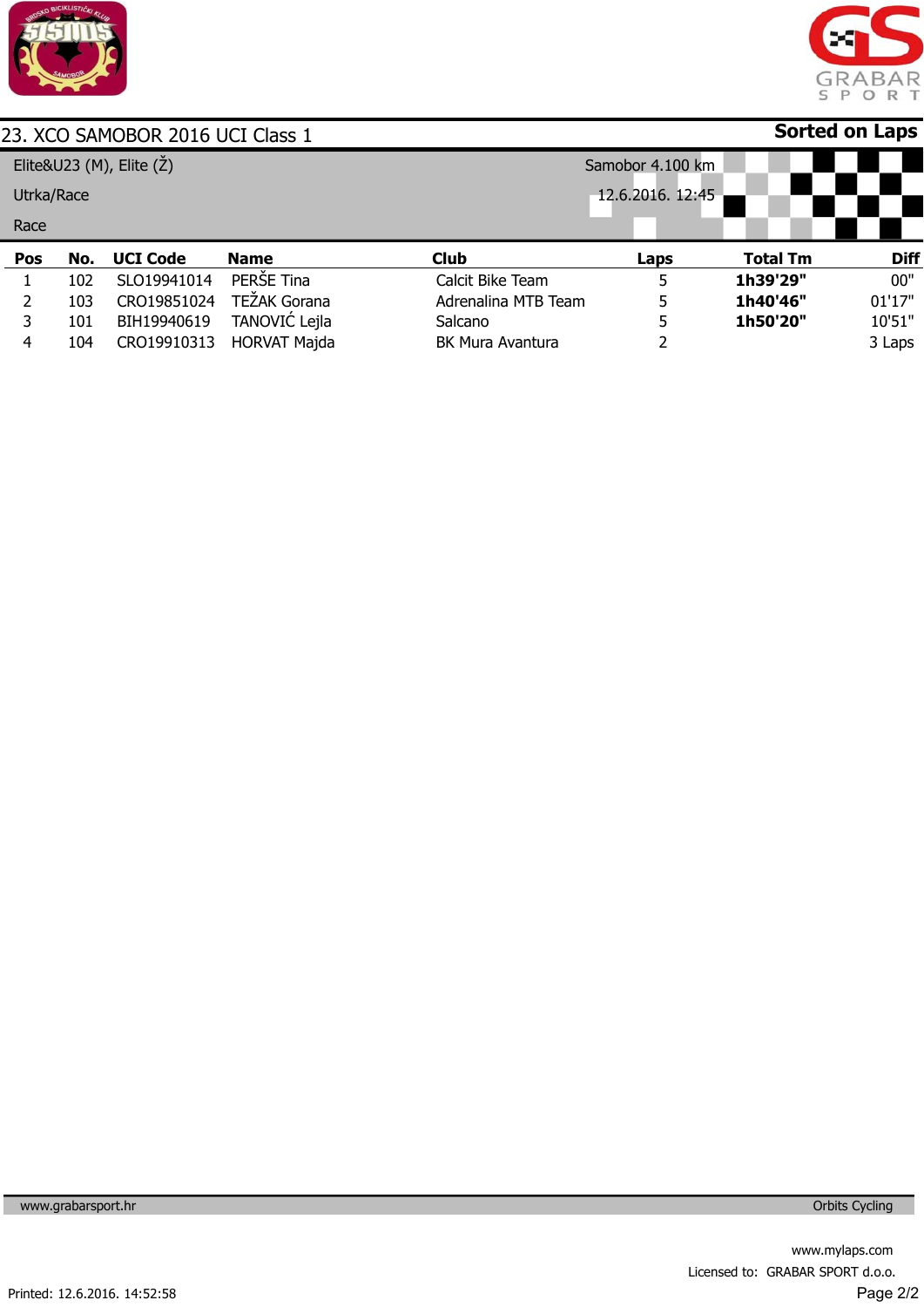# 23. XCO SAMOBOR 2016 UCI Class 1

**Sorted on Laps**

Elite&U23 (M), Elite (Ž)

Utrka/Race

Race

Samobor 4.100 km

12.6.2016. 12:45

| Pos | No. | UCI Code | Name | Club | Laps | Total Tm | Diff |
|---|---|---|---|---|---|---|---|
| 1 | 102 | SLO19941014 | PERŠE Tina | Calcit Bike Team | 5 | **1h39'29"** | 00" |
| 2 | 103 | CRO19851024 | TEŽAK Gorana | Adrenalina MTB Team | 5 | **1h40'46"** | 01'17" |
| 3 | 101 | BIH19940619 | TANOVIĆ Lejla | Salcano | 5 | **1h50'20"** | 10'51" |
| 4 | 104 | CRO19910313 | HORVAT Majda | BK Mura Avantura | 2 | | 3 Laps |

www.grabarsport.hr

Orbits Cycling

www.mylaps.com

Licensed to: GRABAR SPORT d.o.o.

Printed: 12.6.2016. 14:52:58